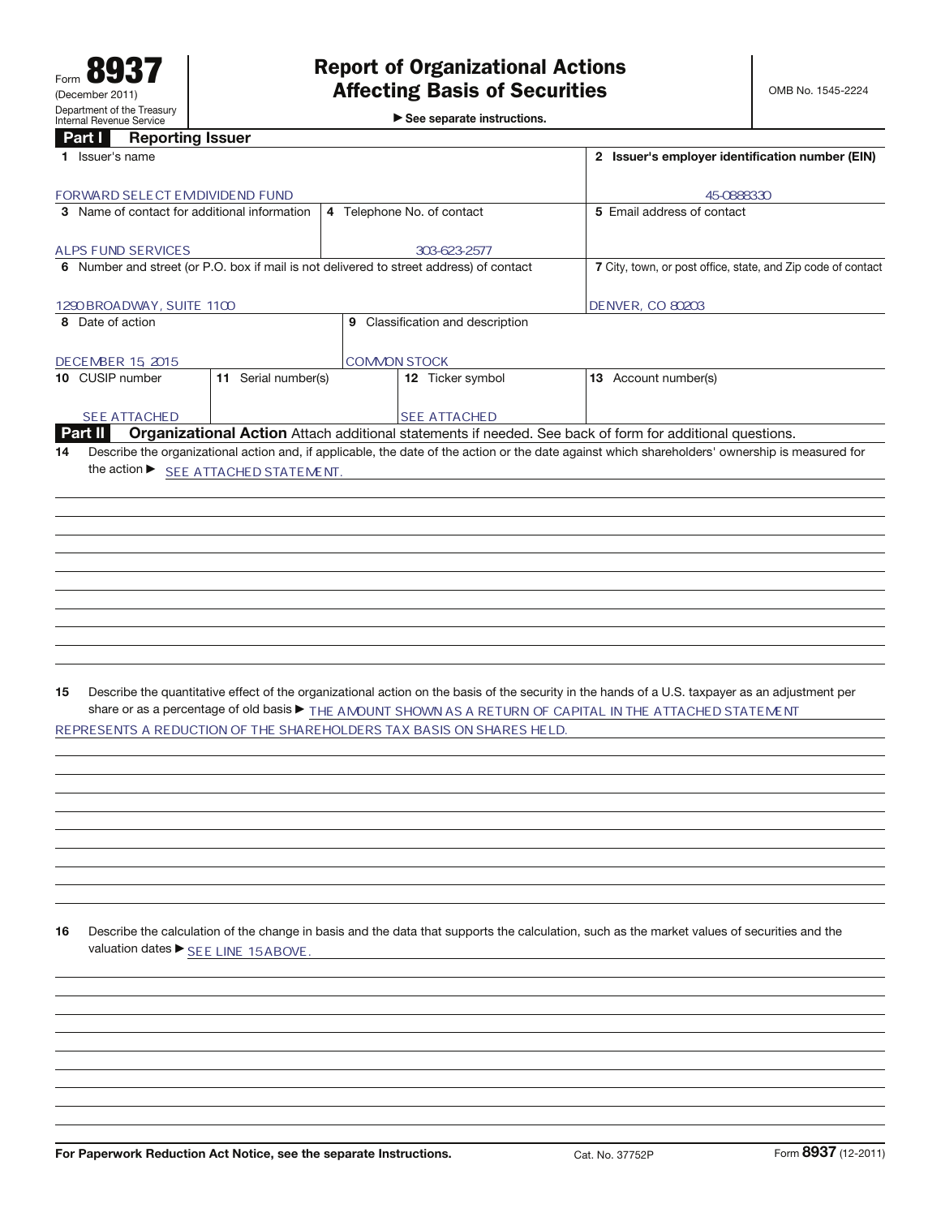Form **8937**
(December 2011)
Department of the Treasury
Internal Revenue Service

# Report of Organizational Actions Affecting Basis of Securities

▶ See separate instructions.

OMB No. 1545-2224

## Part I Reporting Issuer

| 1 Issuer's name | | | 2 Issuer's employer identification number (EIN) |
|---|---|---|---|
| FORWARD SELECT EMDIVIDEND FUND | | | 45-0888330 |
| 3 Name of contact for additional information | 4 Telephone No. of contact | | 5 Email address of contact |
| ALPS FUND SERVICES | 303-623-2577 | | |
| 6 Number and street (or P.O. box if mail is not delivered to street address) of contact | | | 7 City, town, or post office, state, and Zip code of contact |
| 1290 BROADWAY, SUITE 1100 | | | DENVER, CO 80203 |
| 8 Date of action | 9 Classification and description | | |
| DECEMBER 15, 2015 | COMMON STOCK | | |
| 10 CUSIP number | 11 Serial number(s) | 12 Ticker symbol | 13 Account number(s) |
| SEE ATTACHED | | SEE ATTACHED | |

## Part II Organizational Action

Attach additional statements if needed. See back of form for additional questions.

**14** Describe the organizational action and, if applicable, the date of the action or the date against which shareholders' ownership is measured for the action ▶ SEE ATTACHED STATEMENT.

**15** Describe the quantitative effect of the organizational action on the basis of the security in the hands of a U.S. taxpayer as an adjustment per share or as a percentage of old basis ▶ THE AMOUNT SHOWN AS A RETURN OF CAPITAL IN THE ATTACHED STATEMENT REPRESENTS A REDUCTION OF THE SHAREHOLDERS TAX BASIS ON SHARES HELD.

**16** Describe the calculation of the change in basis and the data that supports the calculation, such as the market values of securities and the valuation dates ▶ SEE LINE 15 ABOVE.

**For Paperwork Reduction Act Notice, see the separate Instructions.** Cat. No. 37752P Form **8937** (12-2011)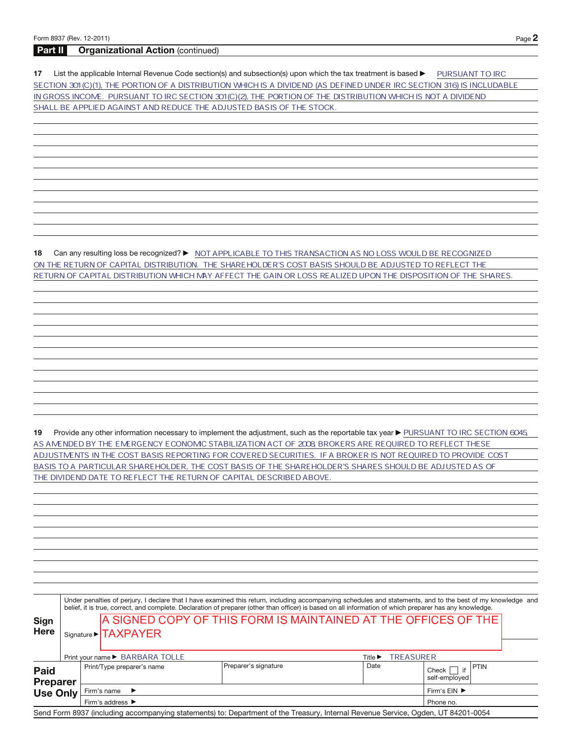## Part II Organizational Action (continued)

**17** List the applicable Internal Revenue Code section(s) and subsection(s) upon which the tax treatment is based ▶ PURSUANT TO IRC SECTION 301(C)(1), THE PORTION OF A DISTRIBUTION WHICH IS A DIVIDEND (AS DEFINED UNDER IRC SECTION 316) IS INCLUDABLE IN GROSS INCOME. PURSUANT TO IRC SECTION 301(C)(2), THE PORTION OF THE DISTRIBUTION WHICH IS NOT A DIVIDEND SHALL BE APPLIED AGAINST AND REDUCE THE ADJUSTED BASIS OF THE STOCK.

**18** Can any resulting loss be recognized? ▶ NOT APPLICABLE TO THIS TRANSACTION AS NO LOSS WOULD BE RECOGNIZED ON THE RETURN OF CAPITAL DISTRIBUTION. THE SHAREHOLDER'S COST BASIS SHOULD BE ADJUSTED TO REFLECT THE RETURN OF CAPITAL DISTRIBUTION WHICH MAY AFFECT THE GAIN OR LOSS REALIZED UPON THE DISPOSITION OF THE SHARES.

**19** Provide any other information necessary to implement the adjustment, such as the reportable tax year ▶ PURSUANT TO IRC SECTION 6045, AS AMENDED BY THE EMERGENCY ECONOMIC STABILIZATION ACT OF 2008, BROKERS ARE REQUIRED TO REFLECT THESE ADJUSTMENTS IN THE COST BASIS REPORTING FOR COVERED SECURITIES. IF A BROKER IS NOT REQUIRED TO PROVIDE COST BASIS TO A PARTICULAR SHAREHOLDER, THE COST BASIS OF THE SHAREHOLDER'S SHARES SHOULD BE ADJUSTED AS OF THE DIVIDEND DATE TO REFLECT THE RETURN OF CAPITAL DESCRIBED ABOVE.

**Sign Here**

Under penalties of perjury, I declare that I have examined this return, including accompanying schedules and statements, and to the best of my knowledge and belief, it is true, correct, and complete. Declaration of preparer (other than officer) is based on all information of which preparer has any knowledge.

Signature ▶ A SIGNED COPY OF THIS FORM IS MAINTAINED AT THE OFFICES OF THE TAXPAYER

Print your name ▶ BARBARA TOLLE Title ▶ TREASURER

**Paid Preparer Use Only**

| Print/Type preparer's name | Preparer's signature | Date | Check ☐ if self-employed | PTIN |
|---|---|---|---|---|
| Firm's name ▶ | | | Firm's EIN ▶ | |
| Firm's address ▶ | | | Phone no. | |

Send Form 8937 (including accompanying statements) to: Department of the Treasury, Internal Revenue Service, Ogden, UT 84201-0054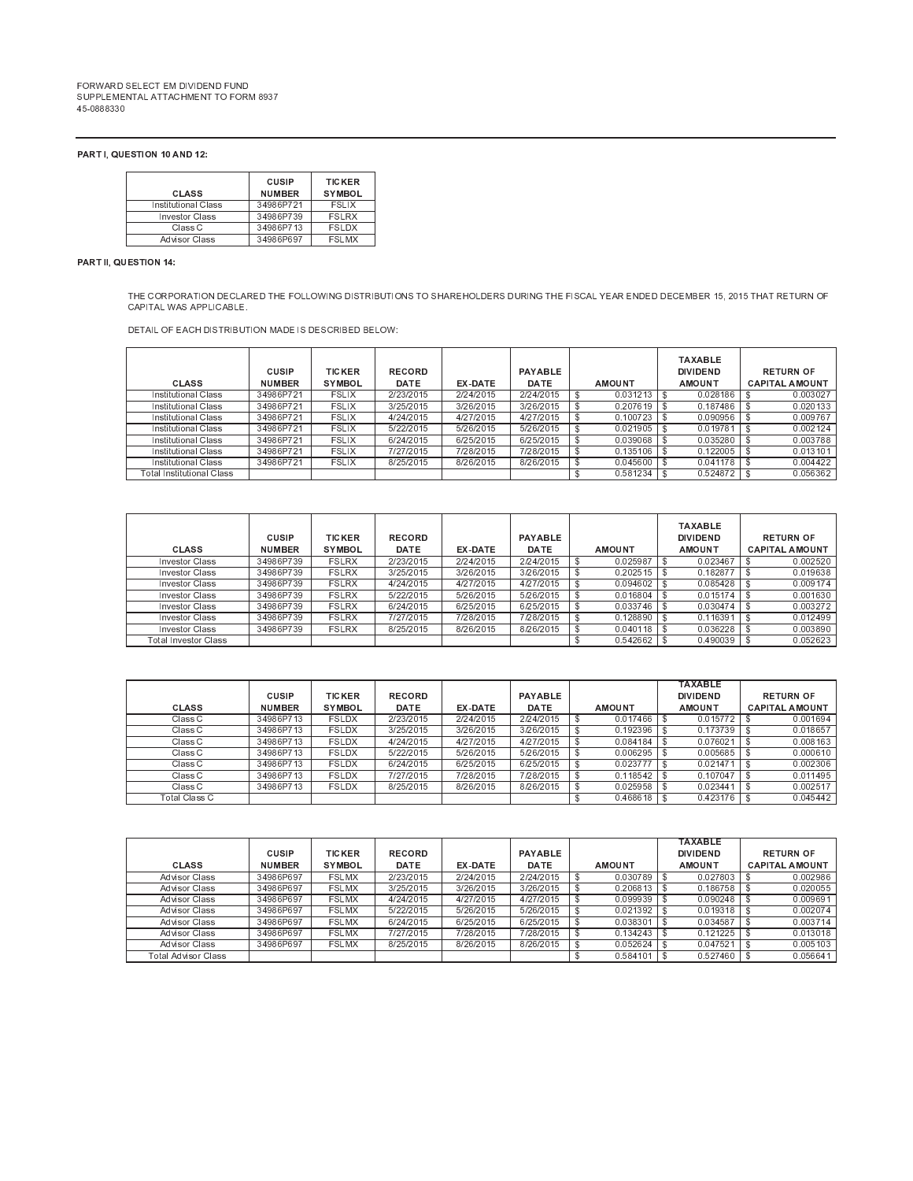FORWARD SELECT EM DIVIDEND FUND
SUPPLEMENTAL ATTACHMENT TO FORM 8937
45-0888330

**PART I, QUESTION 10 AND 12:**

| CLASS | CUSIP NUMBER | TICKER SYMBOL |
|---|---|---|
| Institutional Class | 34986P721 | FSLIX |
| Investor Class | 34986P739 | FSLRX |
| Class C | 34986P713 | FSLDX |
| Advisor Class | 34986P697 | FSLMX |

**PART II, QUESTION 14:**

THE CORPORATION DECLARED THE FOLLOWING DISTRIBUTIONS TO SHAREHOLDERS DURING THE FISCAL YEAR ENDED DECEMBER 15, 2015 THAT RETURN OF CAPITAL WAS APPLICABLE.

DETAIL OF EACH DISTRIBUTION MADE IS DESCRIBED BELOW:

| CLASS | CUSIP NUMBER | TICKER SYMBOL | RECORD DATE | EX-DATE | PAYABLE DATE | AMOUNT | TAXABLE DIVIDEND AMOUNT | RETURN OF CAPITAL AMOUNT |
|---|---|---|---|---|---|---|---|---|
| Institutional Class | 34986P721 | FSLIX | 2/23/2015 | 2/24/2015 | 2/24/2015 | $ 0.031213 | $ 0.028186 | $ 0.003027 |
| Institutional Class | 34986P721 | FSLIX | 3/25/2015 | 3/26/2015 | 3/26/2015 | $ 0.207619 | $ 0.187486 | $ 0.020133 |
| Institutional Class | 34986P721 | FSLIX | 4/24/2015 | 4/27/2015 | 4/27/2015 | $ 0.100723 | $ 0.090956 | $ 0.009767 |
| Institutional Class | 34986P721 | FSLIX | 5/22/2015 | 5/26/2015 | 5/26/2015 | $ 0.021905 | $ 0.019781 | $ 0.002124 |
| Institutional Class | 34986P721 | FSLIX | 6/24/2015 | 6/25/2015 | 6/25/2015 | $ 0.039068 | $ 0.035280 | $ 0.003788 |
| Institutional Class | 34986P721 | FSLIX | 7/27/2015 | 7/28/2015 | 7/28/2015 | $ 0.135106 | $ 0.122005 | $ 0.013101 |
| Institutional Class | 34986P721 | FSLIX | 8/25/2015 | 8/26/2015 | 8/26/2015 | $ 0.045600 | $ 0.041178 | $ 0.004422 |
| Total Institutional Class | | | | | | $ 0.581234 | $ 0.524872 | $ 0.056362 |

| CLASS | CUSIP NUMBER | TICKER SYMBOL | RECORD DATE | EX-DATE | PAYABLE DATE | AMOUNT | TAXABLE DIVIDEND AMOUNT | RETURN OF CAPITAL AMOUNT |
|---|---|---|---|---|---|---|---|---|
| Investor Class | 34986P739 | FSLRX | 2/23/2015 | 2/24/2015 | 2/24/2015 | $ 0.025987 | $ 0.023467 | $ 0.002520 |
| Investor Class | 34986P739 | FSLRX | 3/25/2015 | 3/26/2015 | 3/26/2015 | $ 0.202515 | $ 0.182877 | $ 0.019638 |
| Investor Class | 34986P739 | FSLRX | 4/24/2015 | 4/27/2015 | 4/27/2015 | $ 0.094602 | $ 0.085428 | $ 0.009174 |
| Investor Class | 34986P739 | FSLRX | 5/22/2015 | 5/26/2015 | 5/26/2015 | $ 0.016804 | $ 0.015174 | $ 0.001630 |
| Investor Class | 34986P739 | FSLRX | 6/24/2015 | 6/25/2015 | 6/25/2015 | $ 0.033746 | $ 0.030474 | $ 0.003272 |
| Investor Class | 34986P739 | FSLRX | 7/27/2015 | 7/28/2015 | 7/28/2015 | $ 0.128890 | $ 0.116391 | $ 0.012499 |
| Investor Class | 34986P739 | FSLRX | 8/25/2015 | 8/26/2015 | 8/26/2015 | $ 0.040118 | $ 0.036228 | $ 0.003890 |
| Total Investor Class | | | | | | $ 0.542662 | $ 0.490039 | $ 0.052623 |

| CLASS | CUSIP NUMBER | TICKER SYMBOL | RECORD DATE | EX-DATE | PAYABLE DATE | AMOUNT | TAXABLE DIVIDEND AMOUNT | RETURN OF CAPITAL AMOUNT |
|---|---|---|---|---|---|---|---|---|
| Class C | 34986P713 | FSLDX | 2/23/2015 | 2/24/2015 | 2/24/2015 | $ 0.017466 | $ 0.015772 | $ 0.001694 |
| Class C | 34986P713 | FSLDX | 3/25/2015 | 3/26/2015 | 3/26/2015 | $ 0.192396 | $ 0.173739 | $ 0.018657 |
| Class C | 34986P713 | FSLDX | 4/24/2015 | 4/27/2015 | 4/27/2015 | $ 0.084184 | $ 0.076021 | $ 0.008163 |
| Class C | 34986P713 | FSLDX | 5/22/2015 | 5/26/2015 | 5/26/2015 | $ 0.006295 | $ 0.005685 | $ 0.000610 |
| Class C | 34986P713 | FSLDX | 6/24/2015 | 6/25/2015 | 6/25/2015 | $ 0.023777 | $ 0.021471 | $ 0.002306 |
| Class C | 34986P713 | FSLDX | 7/27/2015 | 7/28/2015 | 7/28/2015 | $ 0.118542 | $ 0.107047 | $ 0.011495 |
| Class C | 34986P713 | FSLDX | 8/25/2015 | 8/26/2015 | 8/26/2015 | $ 0.025958 | $ 0.023441 | $ 0.002517 |
| Total Class C | | | | | | $ 0.468618 | $ 0.423176 | $ 0.045442 |

| CLASS | CUSIP NUMBER | TICKER SYMBOL | RECORD DATE | EX-DATE | PAYABLE DATE | AMOUNT | TAXABLE DIVIDEND AMOUNT | RETURN OF CAPITAL AMOUNT |
|---|---|---|---|---|---|---|---|---|
| Advisor Class | 34986P697 | FSLMX | 2/23/2015 | 2/24/2015 | 2/24/2015 | $ 0.030789 | $ 0.027803 | $ 0.002986 |
| Advisor Class | 34986P697 | FSLMX | 3/25/2015 | 3/26/2015 | 3/26/2015 | $ 0.206813 | $ 0.186758 | $ 0.020055 |
| Advisor Class | 34986P697 | FSLMX | 4/24/2015 | 4/27/2015 | 4/27/2015 | $ 0.099939 | $ 0.090248 | $ 0.009691 |
| Advisor Class | 34986P697 | FSLMX | 5/22/2015 | 5/26/2015 | 5/26/2015 | $ 0.021392 | $ 0.019318 | $ 0.002074 |
| Advisor Class | 34986P697 | FSLMX | 6/24/2015 | 6/25/2015 | 6/25/2015 | $ 0.038301 | $ 0.034587 | $ 0.003714 |
| Advisor Class | 34986P697 | FSLMX | 7/27/2015 | 7/28/2015 | 7/28/2015 | $ 0.134243 | $ 0.121225 | $ 0.013018 |
| Advisor Class | 34986P697 | FSLMX | 8/25/2015 | 8/26/2015 | 8/26/2015 | $ 0.052624 | $ 0.047521 | $ 0.005103 |
| Total Advisor Class | | | | | | $ 0.584101 | $ 0.527460 | $ 0.056641 |